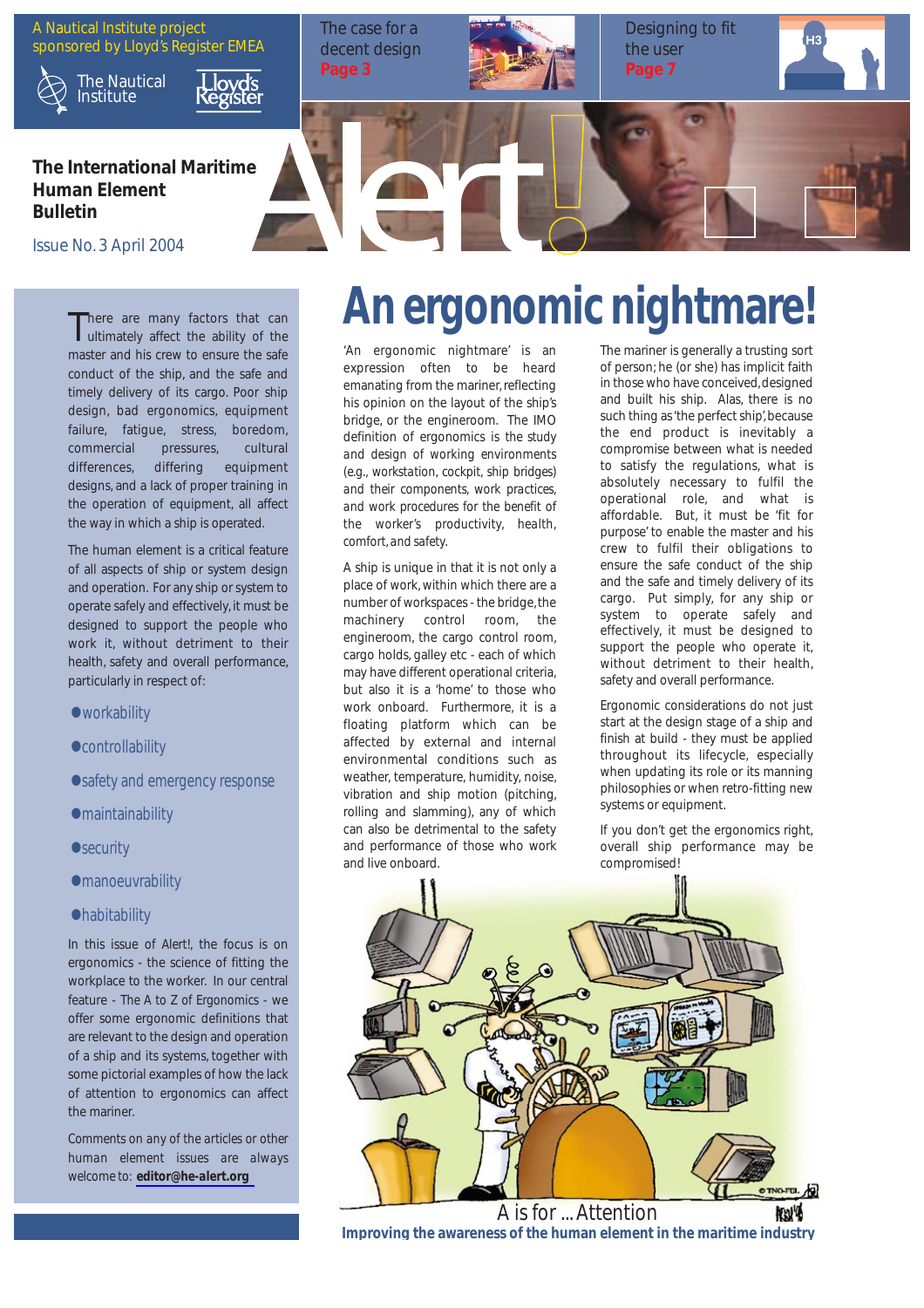A Nautical Institute project sponsored by Lloyd's Register EMEA

The Nautical Institute

Lloyd's Register

The case for a decent design
Page 3

Designing to fit the user
Page 7

**The International Maritime Human Element Bulletin**

Issue No. 3 April 2004

# Alert!

There are many factors that can ultimately affect the ability of the master and his crew to ensure the safe conduct of the ship, and the safe and timely delivery of its cargo. Poor ship design, bad ergonomics, equipment failure, fatigue, stress, boredom, commercial pressures, cultural differences, differing equipment designs, and a lack of proper training in the operation of equipment, all affect the way in which a ship is operated.

The human element is a critical feature of all aspects of ship or system design and operation. For any ship or system to operate safely and effectively, it must be designed to support the people who work it, without detriment to their health, safety and overall performance, particularly in respect of:

- workability
- controllability
- safety and emergency response
- maintainability
- security
- manoeuvrability
- habitability

In this issue of Alert!, the focus is on ergonomics - the science of fitting the workplace to the worker. In our central feature - The A to Z of Ergonomics - we offer some ergonomic definitions that are relevant to the design and operation of a ship and its systems, together with some pictorial examples of how the lack of attention to ergonomics can affect the mariner.

Comments on any of the articles or other human element issues are always welcome to: **editor@he-alert.org**

# An ergonomic nightmare!

'An ergonomic nightmare' is an expression often to be heard emanating from the mariner, reflecting his opinion on the layout of the ship's bridge, or the engineroom. The IMO definition of ergonomics is the study and design of working environments (e.g., workstation, cockpit, ship bridges) and their components, work practices, and work procedures for the benefit of the worker's productivity, health, comfort, and safety.

A ship is unique in that it is not only a place of work, within which there are a number of workspaces - the bridge, the machinery control room, the engineroom, the cargo control room, cargo holds, galley etc - each of which may have different operational criteria, but also it is a 'home' to those who work onboard. Furthermore, it is a floating platform which can be affected by external and internal environmental conditions such as weather, temperature, humidity, noise, vibration and ship motion (pitching, rolling and slamming), any of which can also be detrimental to the safety and performance of those who work and live onboard.

The mariner is generally a trusting sort of person; he (or she) has implicit faith in those who have conceived, designed and built his ship. Alas, there is no such thing as 'the perfect ship', because the end product is inevitably a compromise between what is needed to satisfy the regulations, what is absolutely necessary to fulfil the operational role, and what is affordable. But, it must be 'fit for purpose' to enable the master and his crew to fulfil their obligations to ensure the safe conduct of the ship and the safe and timely delivery of its cargo. Put simply, for any ship or system to operate safely and effectively, it must be designed to support the people who operate it, without detriment to their health, safety and overall performance.

Ergonomic considerations do not just start at the design stage of a ship and finish at build - they must be applied throughout its lifecycle, especially when updating its role or its manning philosophies or when retro-fitting new systems or equipment.

If you don't get the ergonomics right, overall ship performance may be compromised!

A is for ... Attention

**Improving the awareness of the human element in the maritime industry**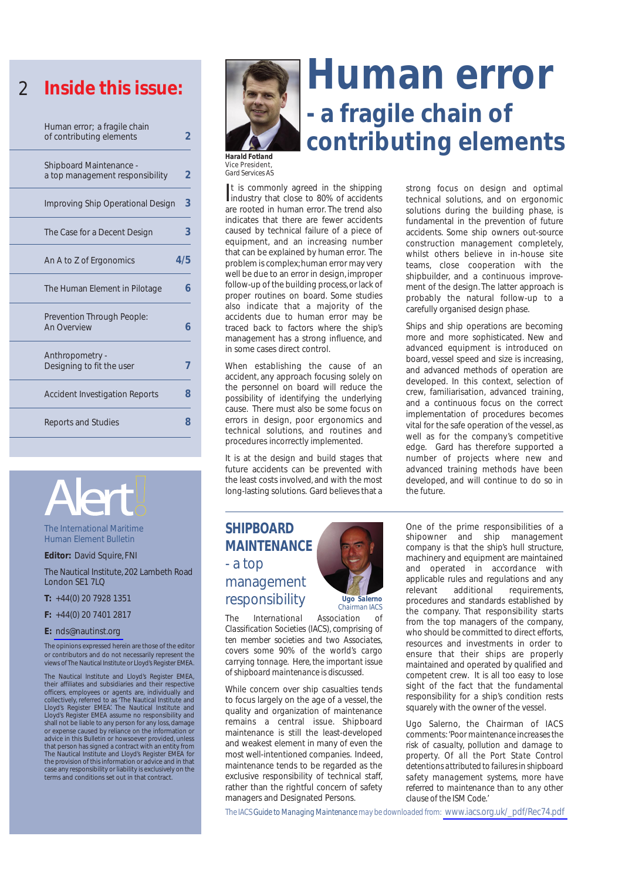# Inside this issue:

| | |
|---|---|
| Human error; a fragile chain of contributing elements | 2 |
| Shipboard Maintenance - a top management responsibility | 2 |
| Improving Ship Operational Design | 3 |
| The Case for a Decent Design | 3 |
| An A to Z of Ergonomics | 4/5 |
| The Human Element in Pilotage | 6 |
| Prevention Through People: An Overview | 6 |
| Anthropometry - Designing to fit the user | 7 |
| Accident Investigation Reports | 8 |
| Reports and Studies | 8 |

**Alert!**

The International Maritime Human Element Bulletin

**Editor:** David Squire, FNI

The Nautical Institute, 202 Lambeth Road London SE1 7LQ

**T:** +44(0) 20 7928 1351

**F:** +44(0) 20 7401 2817

**E:** nds@nautinst.org

The opinions expressed herein are those of the editor or contributors and do not necessarily represent the views of The Nautical Institute or Lloyd's Register EMEA.

The Nautical Institute and Lloyd's Register EMEA, their affiliates and subsidiaries and their respective officers, employees or agents are, individually and collectively, referred to as 'The Nautical Institute and Lloyd's Register EMEA'. The Nautical Institute and Lloyd's Register EMEA assume no responsibility and shall not be liable to any person for any loss, damage or expense caused by reliance on the information or advice in this Bulletin or howsoever provided, unless that person has signed a contract with an entity from The Nautical Institute and Lloyd's Register EMEA for the provision of this information or advice and in that case any responsibility or liability is exclusively on the terms and conditions set out in that contract.

# Human error - a fragile chain of contributing elements

**Harald Fotland**
Vice President, Gard Services AS

It is commonly agreed in the shipping industry that close to 80% of accidents are rooted in human error. The trend also indicates that there are fewer accidents caused by technical failure of a piece of equipment, and an increasing number that can be explained by human error. The problem is complex; human error may very well be due to an error in design, improper follow-up of the building process, or lack of proper routines on board. Some studies also indicate that a majority of the accidents due to human error may be traced back to factors where the ship's management has a strong influence, and in some cases direct control.

When establishing the cause of an accident, any approach focusing solely on the personnel on board will reduce the possibility of identifying the underlying cause. There must also be some focus on errors in design, poor ergonomics and technical solutions, and routines and procedures incorrectly implemented.

It is at the design and build stages that future accidents can be prevented with the least costs involved, and with the most long-lasting solutions. Gard believes that a strong focus on design and optimal technical solutions, and on ergonomic solutions during the building phase, is fundamental in the prevention of future accidents. Some ship owners out-source construction management completely, whilst others believe in in-house site teams, close cooperation with the shipbuilder, and a continuous improvement of the design. The latter approach is probably the natural follow-up to a carefully organised design phase.

Ships and ship operations are becoming more and more sophisticated. New and advanced equipment is introduced on board, vessel speed and size is increasing, and advanced methods of operation are developed. In this context, selection of crew, familiarisation, advanced training, and a continuous focus on the correct implementation of procedures becomes vital for the safe operation of the vessel, as well as for the company's competitive edge. Gard has therefore supported a number of projects where new and advanced training methods have been developed, and will continue to do so in the future.

## SHIPBOARD MAINTENANCE - a top management responsibility

**Ugo Salerno**
Chairman IACS

The International Association of Classification Societies (IACS), comprising of ten member societies and two Associates, covers some 90% of the world's cargo carrying tonnage. Here, the important issue of shipboard maintenance is discussed.

While concern over ship casualties tends to focus largely on the age of a vessel, the quality and organization of maintenance remains a central issue. Shipboard maintenance is still the least-developed and weakest element in many of even the most well-intentioned companies. Indeed, maintenance tends to be regarded as the exclusive responsibility of technical staff, rather than the rightful concern of safety managers and Designated Persons.

One of the prime responsibilities of a shipowner and ship management company is that the ship's hull structure, machinery and equipment are maintained and operated in accordance with applicable rules and regulations and any relevant additional requirements, procedures and standards established by the company. That responsibility starts from the top managers of the company, who should be committed to direct efforts, resources and investments in order to ensure that their ships are properly maintained and operated by qualified and competent crew. It is all too easy to lose sight of the fact that the fundamental responsibility for a ship's condition rests squarely with the owner of the vessel.

Ugo Salerno, the Chairman of IACS comments: 'Poor maintenance increases the risk of casualty, pollution and damage to property. Of all the Port State Control detentions attributed to failures in shipboard safety management systems, more have referred to maintenance than to any other clause of the ISM Code.'

The IACS *Guide to Managing Maintenance* may be downloaded from: www.iacs.org.uk/_pdf/Rec74.pdf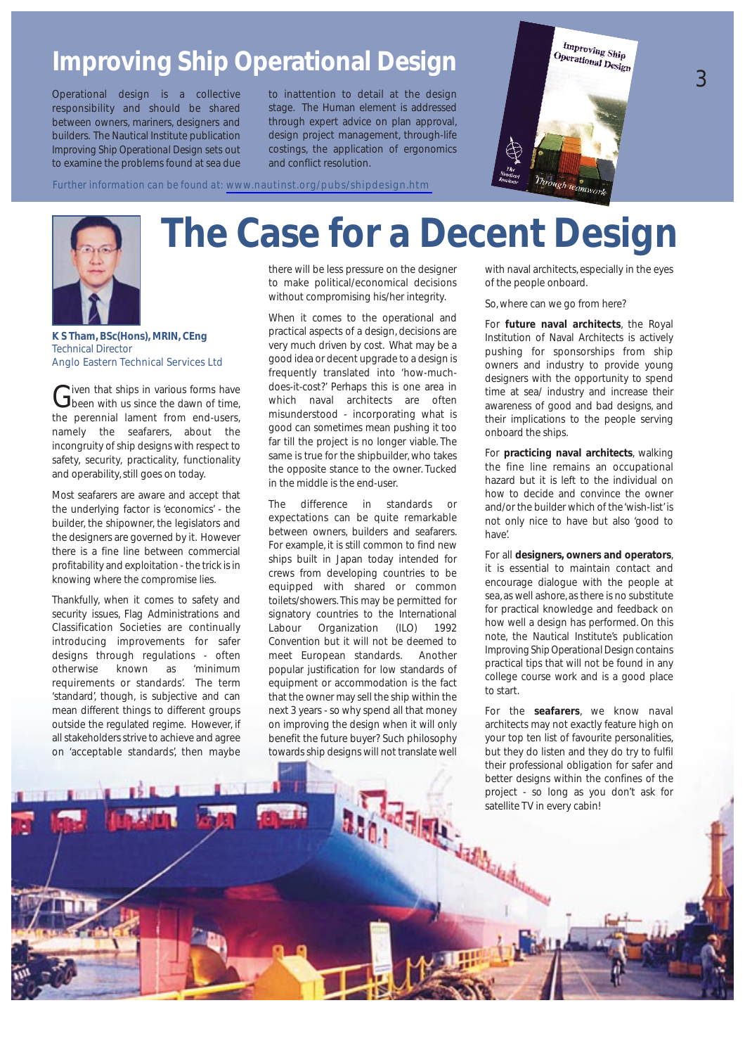## Improving Ship Operational Design

Operational design is a collective responsibility and should be shared between owners, mariners, designers and builders. The Nautical Institute publication *Improving Ship Operational Design* sets out to examine the problems found at sea due to inattention to detail at the design stage. The Human element is addressed through expert advice on plan approval, design project management, through-life costings, the application of ergonomics and conflict resolution.

Further information can be found at: www.nautinst.org/pubs/shipdesign.htm

# The Case for a Decent Design

**K S Tham, BSc(Hons), MRIN, CEng**
Technical Director
Anglo Eastern Technical Services Ltd

Given that ships in various forms have been with us since the dawn of time, the perennial lament from end-users, namely the seafarers, about the incongruity of ship designs with respect to safety, security, practicality, functionality and operability, still goes on today.

Most seafarers are aware and accept that the underlying factor is 'economics' - the builder, the shipowner, the legislators and the designers are governed by it. However there is a fine line between commercial profitability and exploitation - the trick is in knowing where the compromise lies.

Thankfully, when it comes to safety and security issues, Flag Administrations and Classification Societies are continually introducing improvements for safer designs through regulations - often otherwise known as 'minimum requirements or standards'. The term 'standard', though, is subjective and can mean different things to different groups outside the regulated regime. However, if all stakeholders strive to achieve and agree on 'acceptable standards', then maybe there will be less pressure on the designer to make political/economical decisions without compromising his/her integrity.

When it comes to the operational and practical aspects of a design, decisions are very much driven by cost. What may be a good idea or decent upgrade to a design is frequently translated into 'how-much-does-it-cost?' Perhaps this is one area in which naval architects are often misunderstood - incorporating what is good can sometimes mean pushing it too far till the project is no longer viable. The same is true for the shipbuilder, who takes the opposite stance to the owner. Tucked in the middle is the end-user.

The difference in standards or expectations can be quite remarkable between owners, builders and seafarers. For example, it is still common to find new ships built in Japan today intended for crews from developing countries to be equipped with shared or common toilets/showers. This may be permitted for signatory countries to the International Labour Organization (ILO) 1992 Convention but it will not be deemed to meet European standards. Another popular justification for low standards of equipment or accommodation is the fact that the owner may sell the ship within the next 3 years - so why spend all that money on improving the design when it will only benefit the future buyer? Such philosophy towards ship designs will not translate well with naval architects, especially in the eyes of the people onboard.

So, where can we go from here?

For **future naval architects**, the Royal Institution of Naval Architects is actively pushing for sponsorships from ship owners and industry to provide young designers with the opportunity to spend time at sea/ industry and increase their awareness of good and bad designs, and their implications to the people serving onboard the ships.

For **practicing naval architects**, walking the fine line remains an occupational hazard but it is left to the individual on how to decide and convince the owner and/or the builder which of the 'wish-list' is not only nice to have but also 'good to have'.

For all **designers, owners and operators**, it is essential to maintain contact and encourage dialogue with the people at sea, as well ashore, as there is no substitute for practical knowledge and feedback on how well a design has performed. On this note, the Nautical Institute's publication *Improving Ship Operational Design* contains practical tips that will not be found in any college course work and is a good place to start.

For the **seafarers**, we know naval architects may not exactly feature high on your top ten list of favourite personalities, but they do listen and they do try to fulfil their professional obligation for safer and better designs within the confines of the project - so long as you don't ask for satellite TV in every cabin!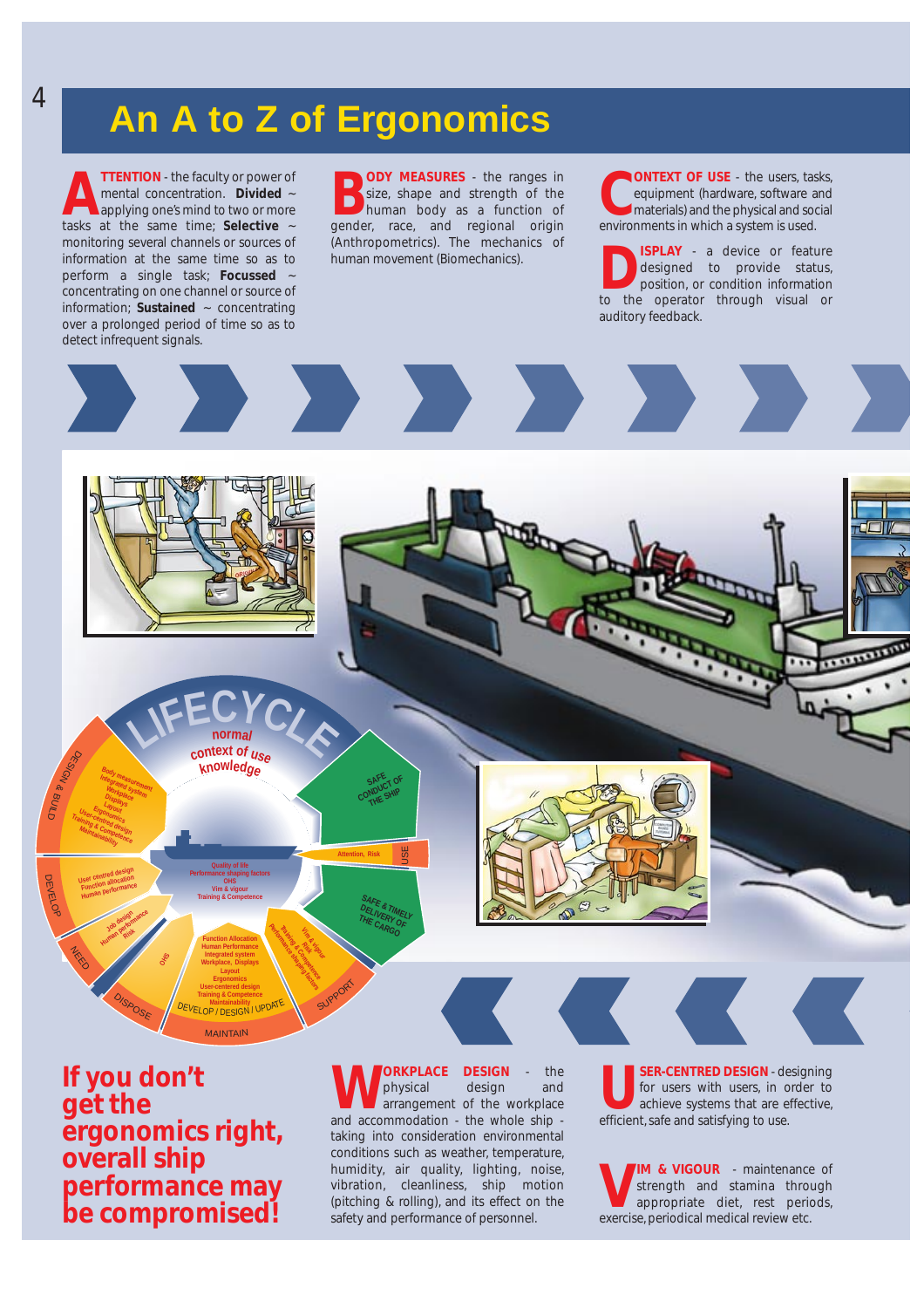# An A to Z of Ergonomics

**ATTENTION** - the faculty or power of mental concentration. **Divided** ~ applying one's mind to two or more tasks at the same time; **Selective** ~ monitoring several channels or sources of information at the same time so as to perform a single task; **Focussed** ~ concentrating on one channel or source of information; **Sustained** ~ concentrating over a prolonged period of time so as to detect infrequent signals.

**BODY MEASURES** - the ranges in size, shape and strength of the human body as a function of gender, race, and regional origin (Anthropometrics). The mechanics of human movement (Biomechanics).

**CONTEXT OF USE** - the users, tasks, equipment (hardware, software and materials) and the physical and social environments in which a system is used.

**DISPLAY** - a device or feature designed to provide status, position, or condition information to the operator through visual or auditory feedback.

LIFECYCLE

normal context of use knowledge

DESIGN & BUILD

Body measurement
Integrated system
Workplace
Displays
Layout
Ergonomics
User-centred design
Training & Competence
Maintainability

DEVELOP

User centred design
Function allocation
Human Performance

NEED

Job design
Human performance
Risk

DISPOSE

OHS

Quality of life
Performance shaping factors
OHS
Vim & vigour
Training & Competence

Function Allocation
Human Performance
Integrated system
Workplace, Displays
Layout
Ergonomics
User-centered design
Training & Competence
Maintainability

DEVELOP / DESIGN / UPDATE

MAINTAIN

Vim & vigour
Risk
Training & Competence
Performance shaping factors

SUPPORT

SAFE CONDUCT OF THE SHIP

Attention, Risk

USE

SAFE & TIMELY DELIVERY OF THE CARGO

**If you don't get the ergonomics right, overall ship performance may be compromised!**

**WORKPLACE DESIGN** - the physical design and arrangement of the workplace and accommodation - the whole ship - taking into consideration environmental conditions such as weather, temperature, humidity, air quality, lighting, noise, vibration, cleanliness, ship motion (pitching & rolling), and its effect on the safety and performance of personnel.

**USER-CENTRED DESIGN** - designing for users with users, in order to achieve systems that are effective, efficient, safe and satisfying to use.

**VIM & VIGOUR** - maintenance of strength and stamina through appropriate diet, rest periods, exercise, periodical medical review etc.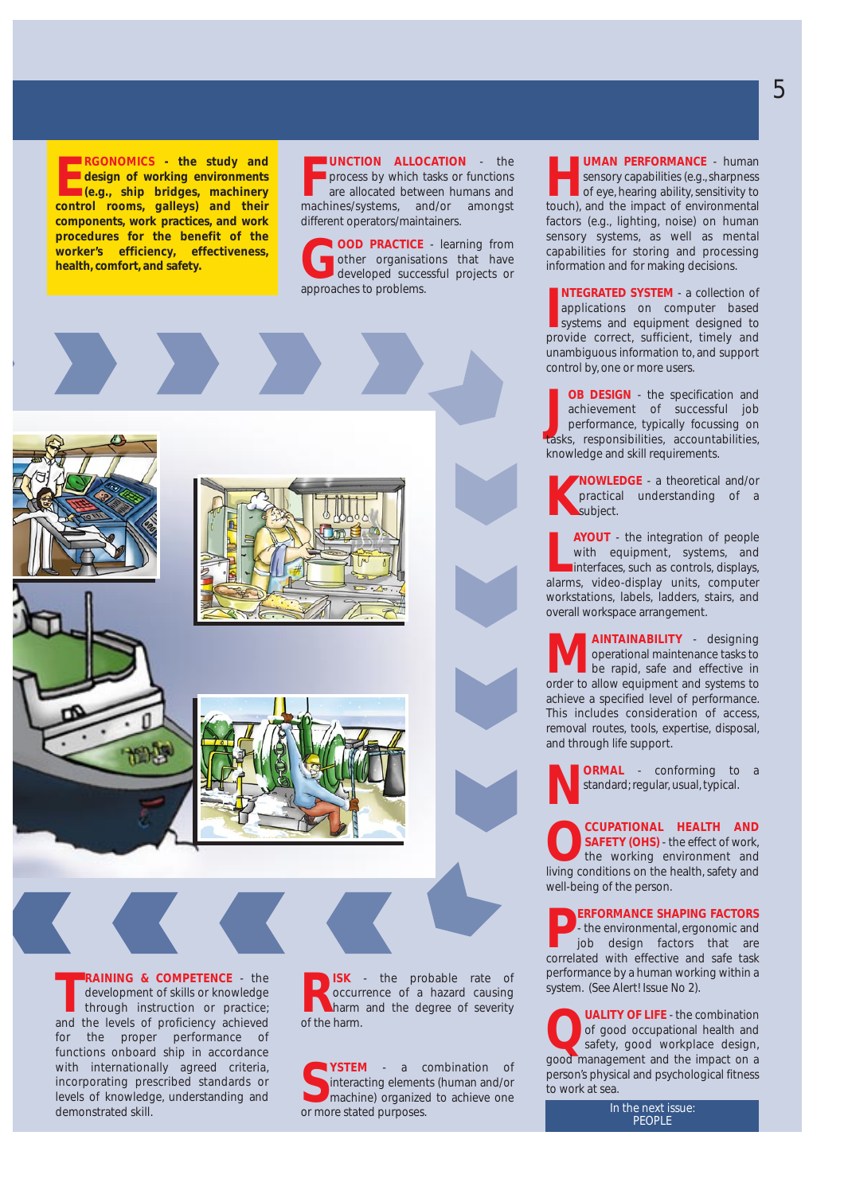**ERGONOMICS - the study and design of working environments (e.g., ship bridges, machinery control rooms, galleys) and their components, work practices, and work procedures for the benefit of the worker's efficiency, effectiveness, health, comfort, and safety.**

**FUNCTION ALLOCATION** - the process by which tasks or functions are allocated between humans and machines/systems, and/or amongst different operators/maintainers.

**GOOD PRACTICE** - learning from other organisations that have developed successful projects or approaches to problems.

**HUMAN PERFORMANCE** - human sensory capabilities (e.g., sharpness of eye, hearing ability, sensitivity to touch), and the impact of environmental factors (e.g., lighting, noise) on human sensory systems, as well as mental capabilities for storing and processing information and for making decisions.

**INTEGRATED SYSTEM** - a collection of applications on computer based systems and equipment designed to provide correct, sufficient, timely and unambiguous information to, and support control by, one or more users.

**JOB DESIGN** - the specification and achievement of successful job performance, typically focussing on tasks, responsibilities, accountabilities, knowledge and skill requirements.

**KNOWLEDGE** - a theoretical and/or practical understanding of a subject.

**LAYOUT** - the integration of people with equipment, systems, and interfaces, such as controls, displays, alarms, video-display units, computer workstations, labels, ladders, stairs, and overall workspace arrangement.

**MAINTAINABILITY** - designing operational maintenance tasks to be rapid, safe and effective in order to allow equipment and systems to achieve a specified level of performance. This includes consideration of access, removal routes, tools, expertise, disposal, and through life support.

**NORMAL** - conforming to a standard; regular, usual, typical.

**OCCUPATIONAL HEALTH AND SAFETY (OHS)** - the effect of work, the working environment and living conditions on the health, safety and well-being of the person.

**PERFORMANCE SHAPING FACTORS** - the environmental, ergonomic and job design factors that are correlated with effective and safe task performance by a human working within a system. (See Alert! Issue No 2).

**QUALITY OF LIFE** - the combination of good occupational health and safety, good workplace design, good management and the impact on a person's physical and psychological fitness to work at sea.

**RISK** - the probable rate of occurrence of a hazard causing harm and the degree of severity of the harm.

**SYSTEM** - a combination of interacting elements (human and/or machine) organized to achieve one or more stated purposes.

**TRAINING & COMPETENCE** - the development of skills or knowledge through instruction or practice; and the levels of proficiency achieved for the proper performance of functions onboard ship in accordance with internationally agreed criteria, incorporating prescribed standards or levels of knowledge, understanding and demonstrated skill.

In the next issue:
PEOPLE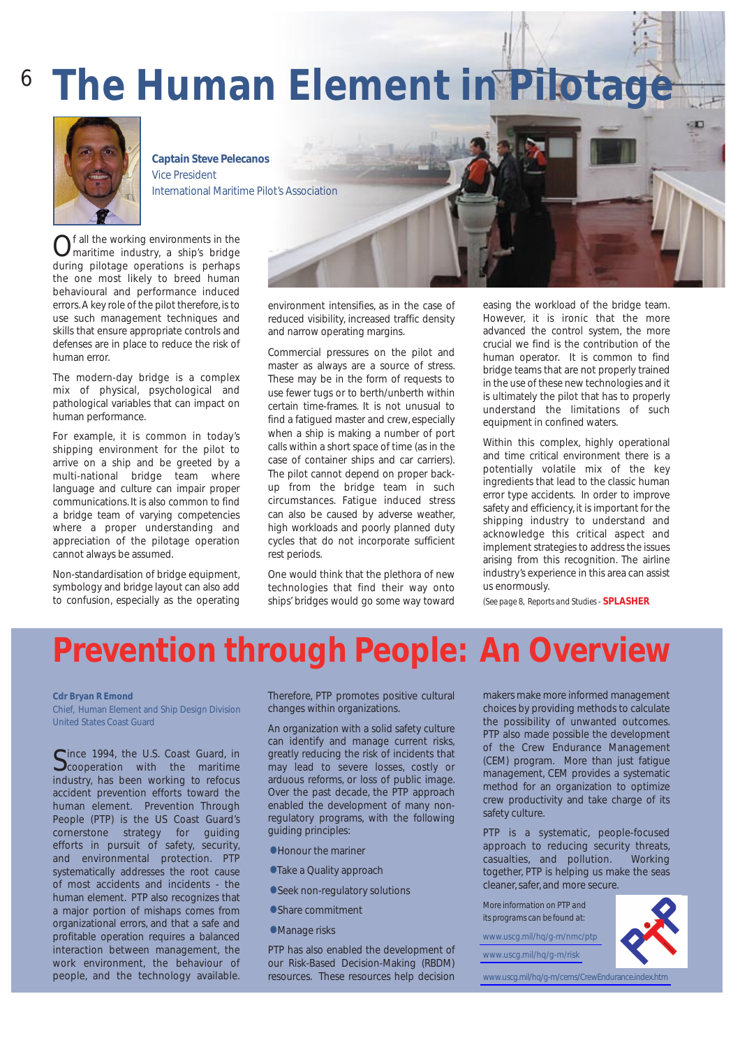# The Human Element in Pilotage

**Captain Steve Pelecanos**
Vice President
International Maritime Pilot's Association

Of all the working environments in the maritime industry, a ship's bridge during pilotage operations is perhaps the one most likely to breed human behavioural and performance induced errors. A key role of the pilot therefore, is to use such management techniques and skills that ensure appropriate controls and defenses are in place to reduce the risk of human error.

The modern-day bridge is a complex mix of physical, psychological and pathological variables that can impact on human performance.

For example, it is common in today's shipping environment for the pilot to arrive on a ship and be greeted by a multi-national bridge team where language and culture can impair proper communications. It is also common to find a bridge team of varying competencies where a proper understanding and appreciation of the pilotage operation cannot always be assumed.

Non-standardisation of bridge equipment, symbology and bridge layout can also add to confusion, especially as the operating environment intensifies, as in the case of reduced visibility, increased traffic density and narrow operating margins.

Commercial pressures on the pilot and master as always are a source of stress. These may be in the form of requests to use fewer tugs or to berth/unberth within certain time-frames. It is not unusual to find a fatigued master and crew, especially when a ship is making a number of port calls within a short space of time (as in the case of container ships and car carriers). The pilot cannot depend on proper back-up from the bridge team in such circumstances. Fatigue induced stress can also be caused by adverse weather, high workloads and poorly planned duty cycles that do not incorporate sufficient rest periods.

One would think that the plethora of new technologies that find their way onto ships' bridges would go some way toward easing the workload of the bridge team. However, it is ironic that the more advanced the control system, the more crucial we find is the contribution of the human operator. It is common to find bridge teams that are not properly trained in the use of these new technologies and it is ultimately the pilot that has to properly understand the limitations of such equipment in confined waters.

Within this complex, highly operational and time critical environment there is a potentially volatile mix of the key ingredients that lead to the classic human error type accidents. In order to improve safety and efficiency, it is important for the shipping industry to understand and acknowledge this critical aspect and implement strategies to address the issues arising from this recognition. The airline industry's experience in this area can assist us enormously.

(See page 8, Reports and Studies - **SPLASHER**

# Prevention through People: An Overview

**Cdr Bryan R Emond**
Chief, Human Element and Ship Design Division
United States Coast Guard

Since 1994, the U.S. Coast Guard, in cooperation with the maritime industry, has been working to refocus accident prevention efforts toward the human element. Prevention Through People (PTP) is the US Coast Guard's cornerstone strategy for guiding efforts in pursuit of safety, security, and environmental protection. PTP systematically addresses the root cause of most accidents and incidents - the human element. PTP also recognizes that a major portion of mishaps comes from organizational errors, and that a safe and profitable operation requires a balanced interaction between management, the work environment, the behaviour of people, and the technology available. Therefore, PTP promotes positive cultural changes within organizations.

An organization with a solid safety culture can identify and manage current risks, greatly reducing the risk of incidents that may lead to severe losses, costly or arduous reforms, or loss of public image. Over the past decade, the PTP approach enabled the development of many non-regulatory programs, with the following guiding principles:

- Honour the mariner
- Take a Quality approach
- Seek non-regulatory solutions
- Share commitment
- Manage risks

PTP has also enabled the development of our Risk-Based Decision-Making (RBDM) resources. These resources help decision makers make more informed management choices by providing methods to calculate the possibility of unwanted outcomes. PTP also made possible the development of the Crew Endurance Management (CEM) program. More than just fatigue management, CEM provides a systematic method for an organization to optimize crew productivity and take charge of its safety culture.

PTP is a systematic, people-focused approach to reducing security threats, casualties, and pollution. Working together, PTP is helping us make the seas cleaner, safer, and more secure.

More information on PTP and its programs can be found at:

www.uscg.mil/hq/g-m/nmc/ptp

www.uscg.mil/hq/g-m/risk

www.uscg.mil/hq/g-m/cems/CrewEndurance.index.htm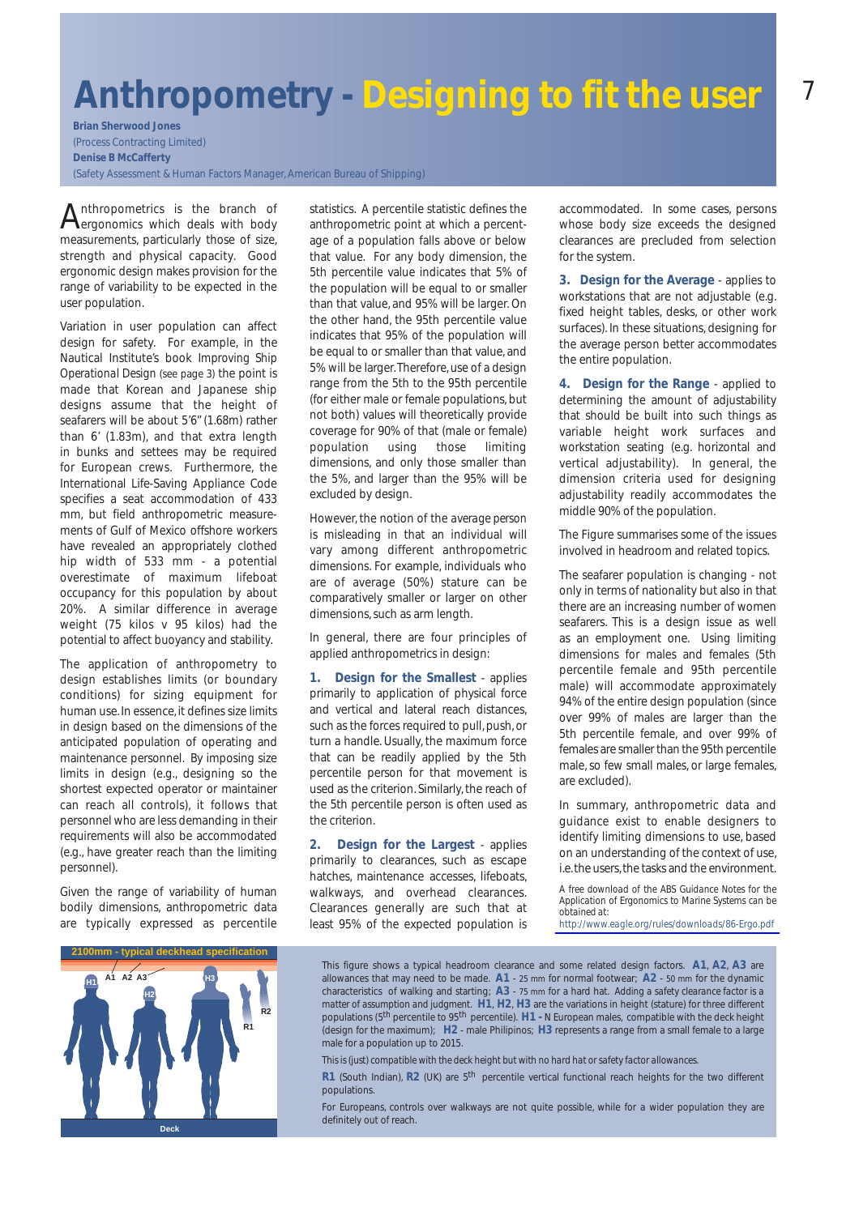# Anthropometry - Designing to fit the user

**Brian Sherwood Jones**
(Process Contracting Limited)
**Denise B McCafferty**
(Safety Assessment & Human Factors Manager, American Bureau of Shipping)

Anthropometrics is the branch of ergonomics which deals with body measurements, particularly those of size, strength and physical capacity. Good ergonomic design makes provision for the range of variability to be expected in the user population.

Variation in user population can affect design for safety. For example, in the Nautical Institute's book Improving Ship Operational Design (see page 3) the point is made that Korean and Japanese ship designs assume that the height of seafarers will be about 5'6" (1.68m) rather than 6' (1.83m), and that extra length in bunks and settees may be required for European crews. Furthermore, the International Life-Saving Appliance Code specifies a seat accommodation of 433 mm, but field anthropometric measurements of Gulf of Mexico offshore workers have revealed an appropriately clothed hip width of 533 mm - a potential overestimate of maximum lifeboat occupancy for this population by about 20%. A similar difference in average weight (75 kilos v 95 kilos) had the potential to affect buoyancy and stability.

The application of anthropometry to design establishes limits (or boundary conditions) for sizing equipment for human use. In essence, it defines size limits in design based on the dimensions of the anticipated population of operating and maintenance personnel. By imposing size limits in design (e.g., designing so the shortest expected operator or maintainer can reach all controls), it follows that personnel who are less demanding in their requirements will also be accommodated (e.g., have greater reach than the limiting personnel).

Given the range of variability of human bodily dimensions, anthropometric data are typically expressed as percentile statistics. A percentile statistic defines the anthropometric point at which a percentage of a population falls above or below that value. For any body dimension, the 5th percentile value indicates that 5% of the population will be equal to or smaller than that value, and 95% will be larger. On the other hand, the 95th percentile value indicates that 95% of the population will be equal to or smaller than that value, and 5% will be larger. Therefore, use of a design range from the 5th to the 95th percentile (for either male or female populations, but not both) values will theoretically provide coverage for 90% of that (male or female) population using those limiting dimensions, and only those smaller than the 5%, and larger than the 95% will be excluded by design.

However, the notion of the average person is misleading in that an individual will vary among different anthropometric dimensions. For example, individuals who are of average (50%) stature can be comparatively smaller or larger on other dimensions, such as arm length.

In general, there are four principles of applied anthropometrics in design:

**1. Design for the Smallest** - applies primarily to application of physical force and vertical and lateral reach distances, such as the forces required to pull, push, or turn a handle. Usually, the maximum force that can be readily applied by the 5th percentile person for that movement is used as the criterion. Similarly, the reach of the 5th percentile person is often used as the criterion.

**2. Design for the Largest** - applies primarily to clearances, such as escape hatches, maintenance accesses, lifeboats, walkways, and overhead clearances. Clearances generally are such that at least 95% of the expected population is accommodated. In some cases, persons whose body size exceeds the designed clearances are precluded from selection for the system.

**3. Design for the Average** - applies to workstations that are not adjustable (e.g. fixed height tables, desks, or other work surfaces). In these situations, designing for the average person better accommodates the entire population.

**4. Design for the Range** - applied to determining the amount of adjustability that should be built into such things as variable height work surfaces and workstation seating (e.g. horizontal and vertical adjustability). In general, the dimension criteria used for designing adjustability readily accommodates the middle 90% of the population.

The Figure summarises some of the issues involved in headroom and related topics.

The seafarer population is changing - not only in terms of nationality but also in that there are an increasing number of women seafarers. This is a design issue as well as an employment one. Using limiting dimensions for males and females (5th percentile female and 95th percentile male) will accommodate approximately 94% of the entire design population (since over 99% of males are larger than the 5th percentile female, and over 99% of females are smaller than the 95th percentile male, so few small males, or large females, are excluded).

In summary, anthropometric data and guidance exist to enable designers to identify limiting dimensions to use, based on an understanding of the context of use, i.e. the users, the tasks and the environment.

A free download of the ABS Guidance Notes for the Application of Ergonomics to Marine Systems can be obtained at:
http://www.eagle.org/rules/downloads/86-Ergo.pdf

2100mm - typical deckhead specification
A1 A2 A3
H1 H2 H3
R1 R2
Deck

This figure shows a typical headroom clearance and some related design factors. **A1**, **A2**, **A3** are allowances that may need to be made. **A1** - 25 mm for normal footwear; **A2** - 50 mm for the dynamic characteristics of walking and starting; **A3** - 75 mm for a hard hat. Adding a safety clearance factor is a matter of assumption and judgment. **H1**, **H2**, **H3** are the variations in height (stature) for three different populations (5th percentile to 95th percentile). **H1** - N European males, compatible with the deck height (design for the maximum); **H2** - male Philipinos; **H3** represents a range from a small female to a large male for a population up to 2015.

This is (just) compatible with the deck height but with no hard hat or safety factor allowances.

**R1** (South Indian), **R2** (UK) are 5th percentile vertical functional reach heights for the two different populations.

For Europeans, controls over walkways are not quite possible, while for a wider population they are definitely out of reach.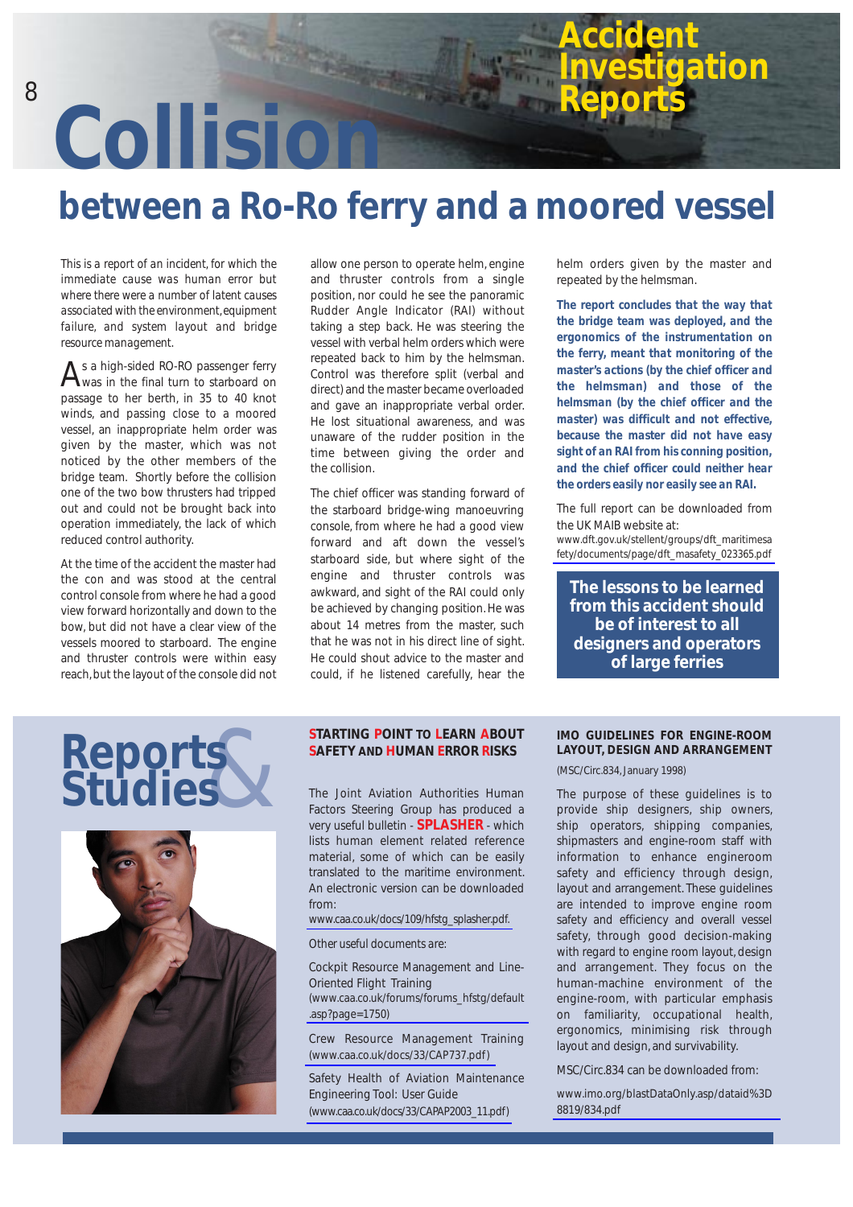# Accident Investigation Reports

# Collision

## between a Ro-Ro ferry and a moored vessel

This is a report of an incident, for which the immediate cause was human error but where there were a number of latent causes associated with the environment, equipment failure, and system layout and bridge resource management.

As a high-sided RO-RO passenger ferry was in the final turn to starboard on passage to her berth, in 35 to 40 knot winds, and passing close to a moored vessel, an inappropriate helm order was given by the master, which was not noticed by the other members of the bridge team. Shortly before the collision one of the two bow thrusters had tripped out and could not be brought back into operation immediately, the lack of which reduced control authority.

At the time of the accident the master had the con and was stood at the central control console from where he had a good view forward horizontally and down to the bow, but did not have a clear view of the vessels moored to starboard. The engine and thruster controls were within easy reach, but the layout of the console did not allow one person to operate helm, engine and thruster controls from a single position, nor could he see the panoramic Rudder Angle Indicator (RAI) without taking a step back. He was steering the vessel with verbal helm orders which were repeated back to him by the helmsman. Control was therefore split (verbal and direct) and the master became overloaded and gave an inappropriate verbal order. He lost situational awareness, and was unaware of the rudder position in the time between giving the order and the collision.

The chief officer was standing forward of the starboard bridge-wing manoeuvring console, from where he had a good view forward and aft down the vessel's starboard side, but where sight of the engine and thruster controls was awkward, and sight of the RAI could only be achieved by changing position. He was about 14 metres from the master, such that he was not in his direct line of sight. He could shout advice to the master and could, if he listened carefully, hear the helm orders given by the master and repeated by the helmsman.

**The report concludes that the way that the bridge team was deployed, and the ergonomics of the instrumentation on the ferry, meant that monitoring of the master's actions (by the chief officer and the helmsman) and those of the helmsman (by the chief officer and the master) was difficult and not effective, because the master did not have easy sight of an RAI from his conning position, and the chief officer could neither hear the orders easily nor easily see an RAI.**

The full report can be downloaded from the UK MAIB website at:

www.dft.gov.uk/stellent/groups/dft_maritimesafety/documents/page/dft_masafety_023365.pdf

**The lessons to be learned from this accident should be of interest to all designers and operators of large ferries**

# Reports & Studies

### STARTING POINT TO LEARN ABOUT SAFETY AND HUMAN ERROR RISKS

The Joint Aviation Authorities Human Factors Steering Group has produced a very useful bulletin - **SPLASHER** - which lists human element related reference material, some of which can be easily translated to the maritime environment. An electronic version can be downloaded from:

www.caa.co.uk/docs/109/hfstg_splasher.pdf.

Other useful documents are:

Cockpit Resource Management and Line-Oriented Flight Training (www.caa.co.uk/forums/forums_hfstg/default.asp?page=1750)

Crew Resource Management Training (www.caa.co.uk/docs/33/CAP737.pdf)

Safety Health of Aviation Maintenance Engineering Tool: User Guide (www.caa.co.uk/docs/33/CAPAP2003_11.pdf)

### IMO GUIDELINES FOR ENGINE-ROOM LAYOUT, DESIGN AND ARRANGEMENT

(MSC/Circ.834, January 1998)

The purpose of these guidelines is to provide ship designers, ship owners, ship operators, shipping companies, shipmasters and engine-room staff with information to enhance engineroom safety and efficiency through design, layout and arrangement. These guidelines are intended to improve engine room safety and efficiency and overall vessel safety, through good decision-making with regard to engine room layout, design and arrangement. They focus on the human-machine environment of the engine-room, with particular emphasis on familiarity, occupational health, ergonomics, minimising risk through layout and design, and survivability.

MSC/Circ.834 can be downloaded from:

www.imo.org/blastDataOnly.asp/dataid%3D8819/834.pdf